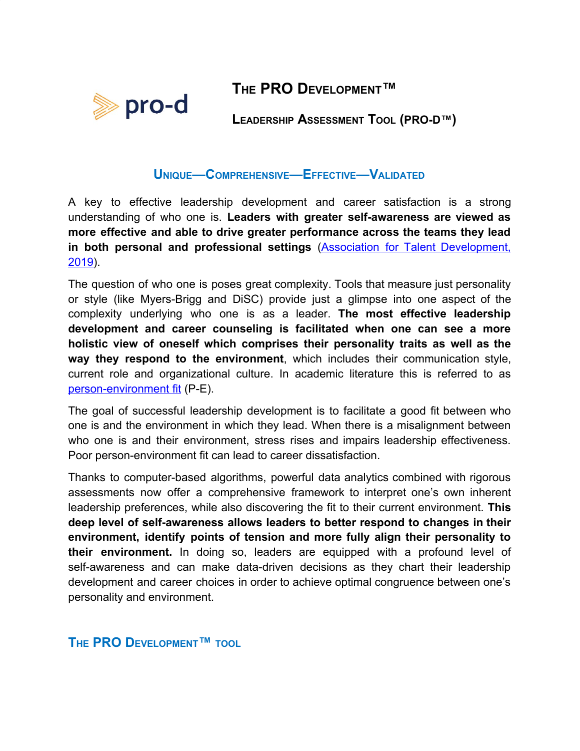pro-d

# The PRO Development™

## Leadership Assessment Tool (PRO-D™)

### Unique—Comprehensive—Effective—Validated

A key to effective leadership development and career satisfaction is a strong understanding of who one is. **Leaders with greater self-awareness are viewed as more effective and able to drive greater performance across the teams they lead in both personal and professional settings** ([Association for Talent Development, 2019]()).

The question of who one is poses great complexity. Tools that measure just personality or style (like Myers-Brigg and DiSC) provide just a glimpse into one aspect of the complexity underlying who one is as a leader. **The most effective leadership development and career counseling is facilitated when one can see a more holistic view of oneself which comprises their personality traits as well as the way they respond to the environment**, which includes their communication style, current role and organizational culture. In academic literature this is referred to as [person-environment fit]() (P-E).

The goal of successful leadership development is to facilitate a good fit between who one is and the environment in which they lead. When there is a misalignment between who one is and their environment, stress rises and impairs leadership effectiveness. Poor person-environment fit can lead to career dissatisfaction.

Thanks to computer-based algorithms, powerful data analytics combined with rigorous assessments now offer a comprehensive framework to interpret one's own inherent leadership preferences, while also discovering the fit to their current environment. **This deep level of self-awareness allows leaders to better respond to changes in their environment, identify points of tension and more fully align their personality to their environment.** In doing so, leaders are equipped with a profound level of self-awareness and can make data-driven decisions as they chart their leadership development and career choices in order to achieve optimal congruence between one's personality and environment.

### The PRO Development™ tool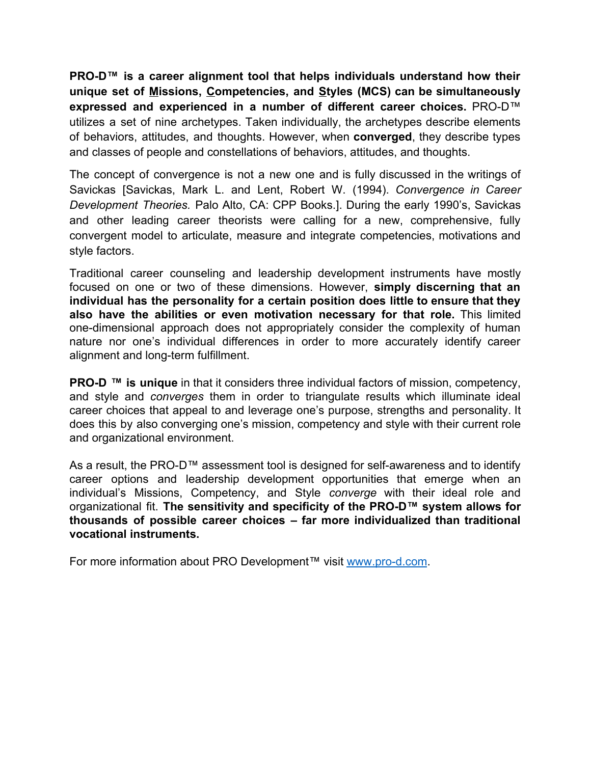**PRO-D™ is a career alignment tool that helps individuals understand how their unique set of Missions, Competencies, and Styles (MCS) can be simultaneously expressed and experienced in a number of different career choices.** PRO-D™ utilizes a set of nine archetypes. Taken individually, the archetypes describe elements of behaviors, attitudes, and thoughts. However, when **converged**, they describe types and classes of people and constellations of behaviors, attitudes, and thoughts.

The concept of convergence is not a new one and is fully discussed in the writings of Savickas [Savickas, Mark L. and Lent, Robert W. (1994). *Convergence in Career Development Theories.* Palo Alto, CA: CPP Books.]. During the early 1990's, Savickas and other leading career theorists were calling for a new, comprehensive, fully convergent model to articulate, measure and integrate competencies, motivations and style factors.

Traditional career counseling and leadership development instruments have mostly focused on one or two of these dimensions. However, **simply discerning that an individual has the personality for a certain position does little to ensure that they also have the abilities or even motivation necessary for that role.** This limited one-dimensional approach does not appropriately consider the complexity of human nature nor one's individual differences in order to more accurately identify career alignment and long-term fulfillment.

**PRO-D ™ is unique** in that it considers three individual factors of mission, competency, and style and *converges* them in order to triangulate results which illuminate ideal career choices that appeal to and leverage one's purpose, strengths and personality. It does this by also converging one's mission, competency and style with their current role and organizational environment.

As a result, the PRO-D™ assessment tool is designed for self-awareness and to identify career options and leadership development opportunities that emerge when an individual's Missions, Competency, and Style *converge* with their ideal role and organizational fit. **The sensitivity and specificity of the PRO-D™ system allows for thousands of possible career choices – far more individualized than traditional vocational instruments.**

For more information about PRO Development™ visit [www.pro-d.com](http://www.pro-d.com).